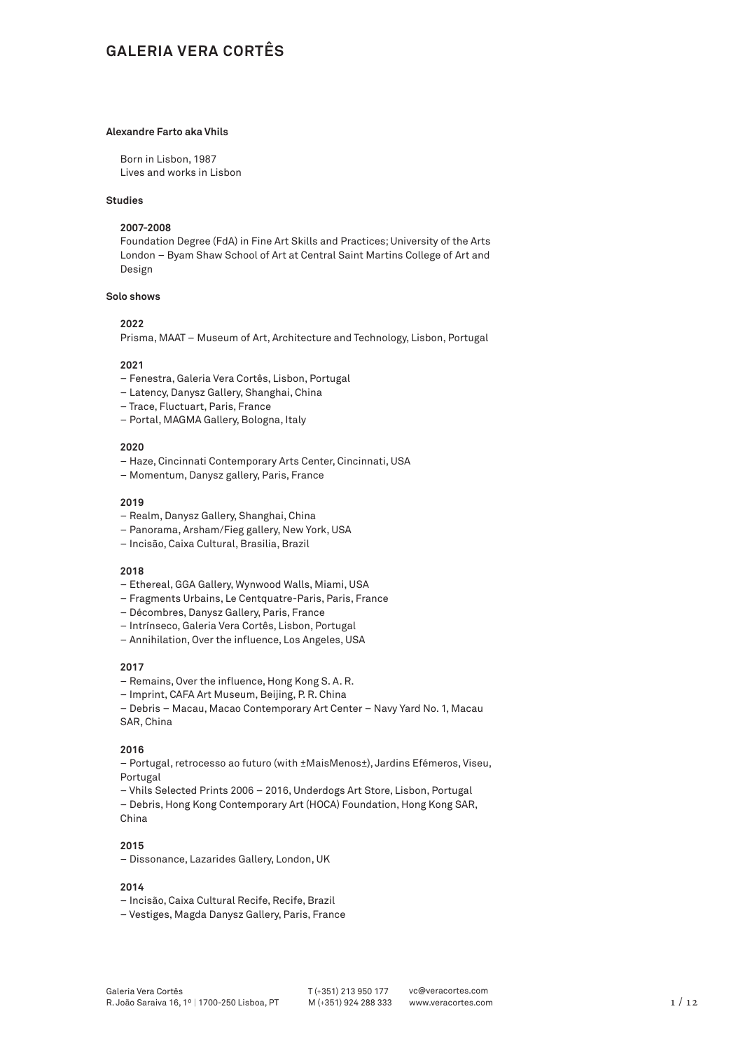# GALERIA VERA CORTÊS

**Alexandre Farto aka Vhils**

Born in Lisbon, 1987
Lives and works in Lisbon

**Studies**

**2007-2008**
Foundation Degree (FdA) in Fine Art Skills and Practices; University of the Arts London – Byam Shaw School of Art at Central Saint Martins College of Art and Design

**Solo shows**

**2022**
Prisma, MAAT – Museum of Art, Architecture and Technology, Lisbon, Portugal

**2021**
– Fenestra, Galeria Vera Cortês, Lisbon, Portugal
– Latency, Danysz Gallery, Shanghai, China
– Trace, Fluctuart, Paris, France
– Portal, MAGMA Gallery, Bologna, Italy

**2020**
– Haze, Cincinnati Contemporary Arts Center, Cincinnati, USA
– Momentum, Danysz gallery, Paris, France

**2019**
– Realm, Danysz Gallery, Shanghai, China
– Panorama, Arsham/Fieg gallery, New York, USA
– Incisão, Caixa Cultural, Brasilia, Brazil

**2018**
– Ethereal, GGA Gallery, Wynwood Walls, Miami, USA
– Fragments Urbains, Le Centquatre-Paris, Paris, France
– Décombres, Danysz Gallery, Paris, France
– Intrínseco, Galeria Vera Cortês, Lisbon, Portugal
– Annihilation, Over the influence, Los Angeles, USA

**2017**
– Remains, Over the influence, Hong Kong S. A. R.
– Imprint, CAFA Art Museum, Beijing, P. R. China
– Debris – Macau, Macao Contemporary Art Center – Navy Yard No. 1, Macau SAR, China

**2016**
– Portugal, retrocesso ao futuro (with ±MaisMenos±), Jardins Efémeros, Viseu, Portugal
– Vhils Selected Prints 2006 – 2016, Underdogs Art Store, Lisbon, Portugal
– Debris, Hong Kong Contemporary Art (HOCA) Foundation, Hong Kong SAR, China

**2015**
– Dissonance, Lazarides Gallery, London, UK

**2014**
– Incisão, Caixa Cultural Recife, Recife, Brazil
– Vestiges, Magda Danysz Gallery, Paris, France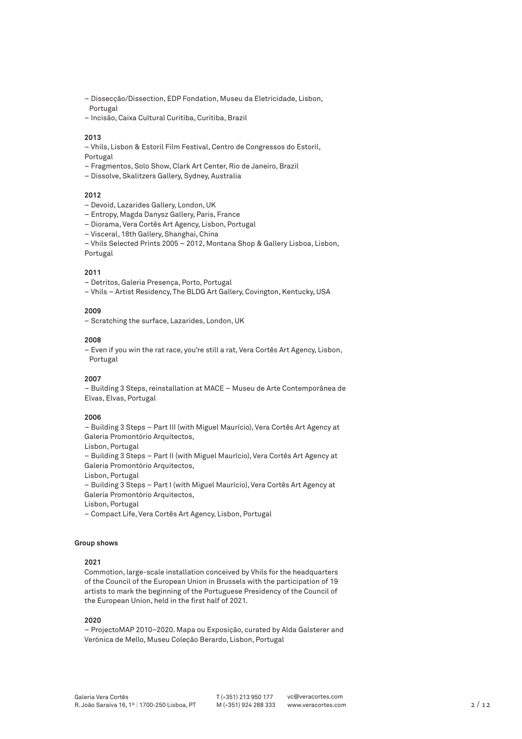– Dissecção/Dissection, EDP Fondation, Museu da Eletricidade, Lisbon, Portugal
– Incisão, Caixa Cultural Curitiba, Curitiba, Brazil

**2013**

– Vhils, Lisbon & Estoril Film Festival, Centro de Congressos do Estoril, Portugal
– Fragmentos, Solo Show, Clark Art Center, Rio de Janeiro, Brazil
– Dissolve, Skalitzers Gallery, Sydney, Australia

**2012**

– Devoid, Lazarides Gallery, London, UK
– Entropy, Magda Danysz Gallery, Paris, France
– Diorama, Vera Cortês Art Agency, Lisbon, Portugal
– Visceral, 18th Gallery, Shanghai, China
– Vhils Selected Prints 2005 – 2012, Montana Shop & Gallery Lisboa, Lisbon, Portugal

**2011**

– Detritos, Galeria Presença, Porto, Portugal
– Vhils – Artist Residency, The BLDG Art Gallery, Covington, Kentucky, USA

**2009**

– Scratching the surface, Lazarides, London, UK

**2008**

– Even if you win the rat race, you're still a rat, Vera Cortês Art Agency, Lisbon, Portugal

**2007**

– Building 3 Steps, reinstallation at MACE – Museu de Arte Contemporânea de Elvas, Elvas, Portugal

**2006**

– Building 3 Steps – Part III (with Miguel Maurício), Vera Cortês Art Agency at Galeria Promontório Arquitectos,
Lisbon, Portugal
– Building 3 Steps – Part II (with Miguel Maurício), Vera Cortês Art Agency at Galeria Promontório Arquitectos,
Lisbon, Portugal
– Building 3 Steps – Part I (with Miguel Maurício), Vera Cortês Art Agency at Galeria Promontório Arquitectos,
Lisbon, Portugal
– Compact Life, Vera Cortês Art Agency, Lisbon, Portugal

**Group shows**

**2021**

Commotion, large-scale installation conceived by Vhils for the headquarters of the Council of the European Union in Brussels with the participation of 19 artists to mark the beginning of the Portuguese Presidency of the Council of the European Union, held in the first half of 2021.

**2020**

– ProjectoMAP 2010–2020. Mapa ou Exposição, curated by Alda Galsterer and Verónica de Mello, Museu Coleção Berardo, Lisbon, Portugal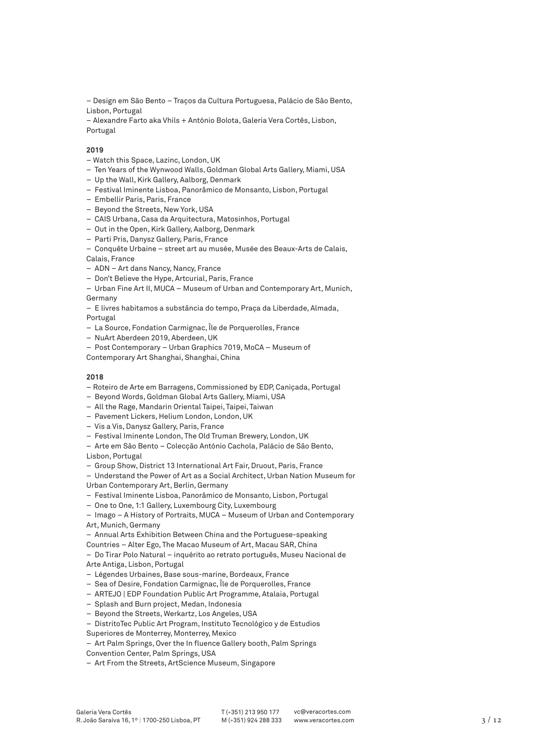– Design em São Bento – Traços da Cultura Portuguesa, Palácio de São Bento, Lisbon, Portugal
– Alexandre Farto aka Vhils + António Bolota, Galeria Vera Cortês, Lisbon, Portugal

**2019**

– Watch this Space, Lazinc, London, UK
– Ten Years of the Wynwood Walls, Goldman Global Arts Gallery, Miami, USA
– Up the Wall, Kirk Gallery, Aalborg, Denmark
– Festival Iminente Lisboa, Panorâmico de Monsanto, Lisbon, Portugal
– Embellir Paris, Paris, France
– Beyond the Streets, New York, USA
– CAIS Urbana, Casa da Arquitectura, Matosinhos, Portugal
– Out in the Open, Kirk Gallery, Aalborg, Denmark
– Parti Pris, Danysz Gallery, Paris, France
– Conquête Urbaine – street art au musée, Musée des Beaux-Arts de Calais, Calais, France
– ADN – Art dans Nancy, Nancy, France
– Don't Believe the Hype, Artcurial, Paris, France
– Urban Fine Art II, MUCA – Museum of Urban and Contemporary Art, Munich, Germany
– E livres habitamos a substância do tempo, Praça da Liberdade, Almada, Portugal
– La Source, Fondation Carmignac, Île de Porquerolles, France
– NuArt Aberdeen 2019, Aberdeen, UK
– Post Contemporary – Urban Graphics 7019, MoCA – Museum of Contemporary Art Shanghai, Shanghai, China

**2018**

– Roteiro de Arte em Barragens, Commissioned by EDP, Caniçada, Portugal
– Beyond Words, Goldman Global Arts Gallery, Miami, USA
– All the Rage, Mandarin Oriental Taipei, Taipei, Taiwan
– Pavement Lickers, Helium London, London, UK
– Vis a Vis, Danysz Gallery, Paris, France
– Festival Iminente London, The Old Truman Brewery, London, UK
– Arte em São Bento – Colecção António Cachola, Palácio de São Bento, Lisbon, Portugal
– Group Show, District 13 International Art Fair, Druout, Paris, France
– Understand the Power of Art as a Social Architect, Urban Nation Museum for Urban Contemporary Art, Berlin, Germany
– Festival Iminente Lisboa, Panorâmico de Monsanto, Lisbon, Portugal
– One to One, 1:1 Gallery, Luxembourg City, Luxembourg
– Imago – A History of Portraits, MUCA – Museum of Urban and Contemporary Art, Munich, Germany
– Annual Arts Exhibition Between China and the Portuguese-speaking Countries – Alter Ego, The Macao Museum of Art, Macau SAR, China
– Do Tirar Polo Natural – inquérito ao retrato português, Museu Nacional de Arte Antiga, Lisbon, Portugal
– Légendes Urbaines, Base sous-marine, Bordeaux, France
– Sea of Desire, Fondation Carmignac, Île de Porquerolles, France
– ARTEJO | EDP Foundation Public Art Programme, Atalaia, Portugal
– Splash and Burn project, Medan, Indonesia
– Beyond the Streets, Werkartz, Los Angeles, USA
– DistritoTec Public Art Program, Instituto Tecnológico y de Estudios Superiores de Monterrey, Monterrey, Mexico
– Art Palm Springs, Over the In fluence Gallery booth, Palm Springs Convention Center, Palm Springs, USA
– Art From the Streets, ArtScience Museum, Singapore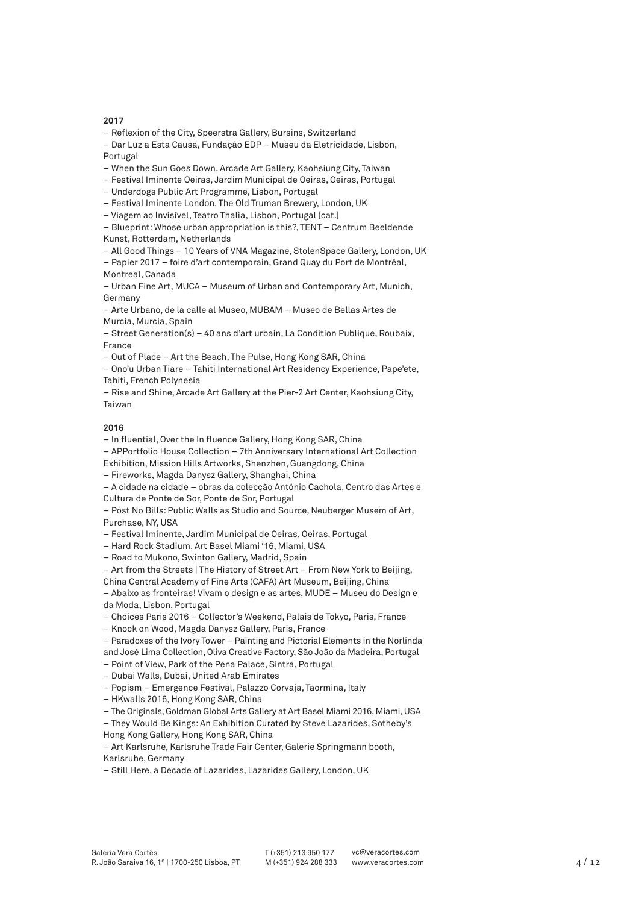**2017**

– Reflexion of the City, Speerstra Gallery, Bursins, Switzerland
– Dar Luz a Esta Causa, Fundação EDP – Museu da Eletricidade, Lisbon, Portugal
– When the Sun Goes Down, Arcade Art Gallery, Kaohsiung City, Taiwan
– Festival Iminente Oeiras, Jardim Municipal de Oeiras, Oeiras, Portugal
– Underdogs Public Art Programme, Lisbon, Portugal
– Festival Iminente London, The Old Truman Brewery, London, UK
– Viagem ao Invisível, Teatro Thalia, Lisbon, Portugal [cat.]
– Blueprint: Whose urban appropriation is this?, TENT – Centrum Beeldende Kunst, Rotterdam, Netherlands
– All Good Things – 10 Years of VNA Magazine, StolenSpace Gallery, London, UK
– Papier 2017 – foire d'art contemporain, Grand Quay du Port de Montréal, Montreal, Canada
– Urban Fine Art, MUCA – Museum of Urban and Contemporary Art, Munich, Germany
– Arte Urbano, de la calle al Museo, MUBAM – Museo de Bellas Artes de Murcia, Murcia, Spain
– Street Generation(s) – 40 ans d'art urbain, La Condition Publique, Roubaix, France
– Out of Place – Art the Beach, The Pulse, Hong Kong SAR, China
– Ono'u Urban Tiare – Tahiti International Art Residency Experience, Pape'ete, Tahiti, French Polynesia
– Rise and Shine, Arcade Art Gallery at the Pier-2 Art Center, Kaohsiung City, Taiwan

**2016**

– In fluential, Over the In fluence Gallery, Hong Kong SAR, China
– APPortfolio House Collection – 7th Anniversary International Art Collection Exhibition, Mission Hills Artworks, Shenzhen, Guangdong, China
– Fireworks, Magda Danysz Gallery, Shanghai, China
– A cidade na cidade – obras da colecção António Cachola, Centro das Artes e Cultura de Ponte de Sor, Ponte de Sor, Portugal
– Post No Bills: Public Walls as Studio and Source, Neuberger Musem of Art, Purchase, NY, USA
– Festival Iminente, Jardim Municipal de Oeiras, Oeiras, Portugal
– Hard Rock Stadium, Art Basel Miami '16, Miami, USA
– Road to Mukono, Swinton Gallery, Madrid, Spain
– Art from the Streets | The History of Street Art – From New York to Beijing, China Central Academy of Fine Arts (CAFA) Art Museum, Beijing, China
– Abaixo as fronteiras! Vivam o design e as artes, MUDE – Museu do Design e da Moda, Lisbon, Portugal
– Choices Paris 2016 – Collector's Weekend, Palais de Tokyo, Paris, France
– Knock on Wood, Magda Danysz Gallery, Paris, France
– Paradoxes of the Ivory Tower – Painting and Pictorial Elements in the Norlinda and José Lima Collection, Oliva Creative Factory, São João da Madeira, Portugal
– Point of View, Park of the Pena Palace, Sintra, Portugal
– Dubai Walls, Dubai, United Arab Emirates
– Popism – Emergence Festival, Palazzo Corvaja, Taormina, Italy
– HKwalls 2016, Hong Kong SAR, China
– The Originals, Goldman Global Arts Gallery at Art Basel Miami 2016, Miami, USA
– They Would Be Kings: An Exhibition Curated by Steve Lazarides, Sotheby's Hong Kong Gallery, Hong Kong SAR, China
– Art Karlsruhe, Karlsruhe Trade Fair Center, Galerie Springmann booth, Karlsruhe, Germany
– Still Here, a Decade of Lazarides, Lazarides Gallery, London, UK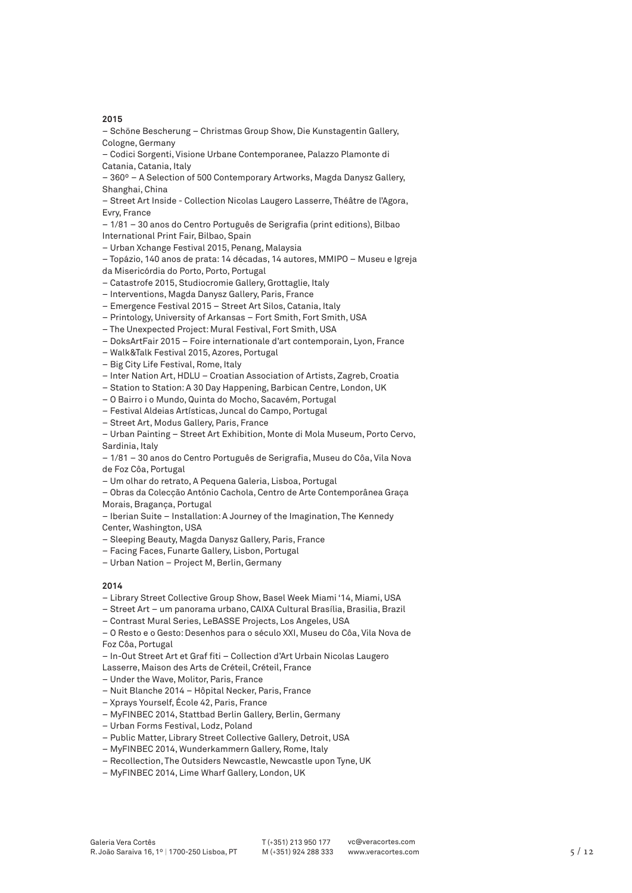**2015**

– Schöne Bescherung – Christmas Group Show, Die Kunstagentin Gallery, Cologne, Germany
– Codici Sorgenti, Visione Urbane Contemporanee, Palazzo Plamonte di Catania, Catania, Italy
– 360º – A Selection of 500 Contemporary Artworks, Magda Danysz Gallery, Shanghai, China
– Street Art Inside - Collection Nicolas Laugero Lasserre, Théâtre de l'Agora, Evry, France
– 1/81 – 30 anos do Centro Português de Serigrafia (print editions), Bilbao International Print Fair, Bilbao, Spain
– Urban Xchange Festival 2015, Penang, Malaysia
– Topázio, 140 anos de prata: 14 décadas, 14 autores, MMIPO – Museu e Igreja da Misericórdia do Porto, Porto, Portugal
– Catastrofe 2015, Studiocromie Gallery, Grottaglie, Italy
– Interventions, Magda Danysz Gallery, Paris, France
– Emergence Festival 2015 – Street Art Silos, Catania, Italy
– Printology, University of Arkansas – Fort Smith, Fort Smith, USA
– The Unexpected Project: Mural Festival, Fort Smith, USA
– DoksArtFair 2015 – Foire internationale d'art contemporain, Lyon, France
– Walk&Talk Festival 2015, Azores, Portugal
– Big City Life Festival, Rome, Italy
– Inter Nation Art, HDLU – Croatian Association of Artists, Zagreb, Croatia
– Station to Station: A 30 Day Happening, Barbican Centre, London, UK
– O Bairro i o Mundo, Quinta do Mocho, Sacavém, Portugal
– Festival Aldeias Artísticas, Juncal do Campo, Portugal
– Street Art, Modus Gallery, Paris, France
– Urban Painting – Street Art Exhibition, Monte di Mola Museum, Porto Cervo, Sardinia, Italy
– 1/81 – 30 anos do Centro Português de Serigrafia, Museu do Côa, Vila Nova de Foz Côa, Portugal
– Um olhar do retrato, A Pequena Galeria, Lisboa, Portugal
– Obras da Colecção António Cachola, Centro de Arte Contemporânea Graça Morais, Bragança, Portugal
– Iberian Suite – Installation: A Journey of the Imagination, The Kennedy Center, Washington, USA
– Sleeping Beauty, Magda Danysz Gallery, Paris, France
– Facing Faces, Funarte Gallery, Lisbon, Portugal
– Urban Nation – Project M, Berlin, Germany

**2014**

– Library Street Collective Group Show, Basel Week Miami '14, Miami, USA
– Street Art – um panorama urbano, CAIXA Cultural Brasília, Brasilia, Brazil
– Contrast Mural Series, LeBASSE Projects, Los Angeles, USA
– O Resto e o Gesto: Desenhos para o século XXI, Museu do Côa, Vila Nova de Foz Côa, Portugal
– In-Out Street Art et Graf fiti – Collection d'Art Urbain Nicolas Laugero Lasserre, Maison des Arts de Créteil, Créteil, France
– Under the Wave, Molitor, Paris, France
– Nuit Blanche 2014 – Hôpital Necker, Paris, France
– Xprays Yourself, École 42, Paris, France
– MyFINBEC 2014, Stattbad Berlin Gallery, Berlin, Germany
– Urban Forms Festival, Lodz, Poland
– Public Matter, Library Street Collective Gallery, Detroit, USA
– MyFINBEC 2014, Wunderkammern Gallery, Rome, Italy
– Recollection, The Outsiders Newcastle, Newcastle upon Tyne, UK
– MyFINBEC 2014, Lime Wharf Gallery, London, UK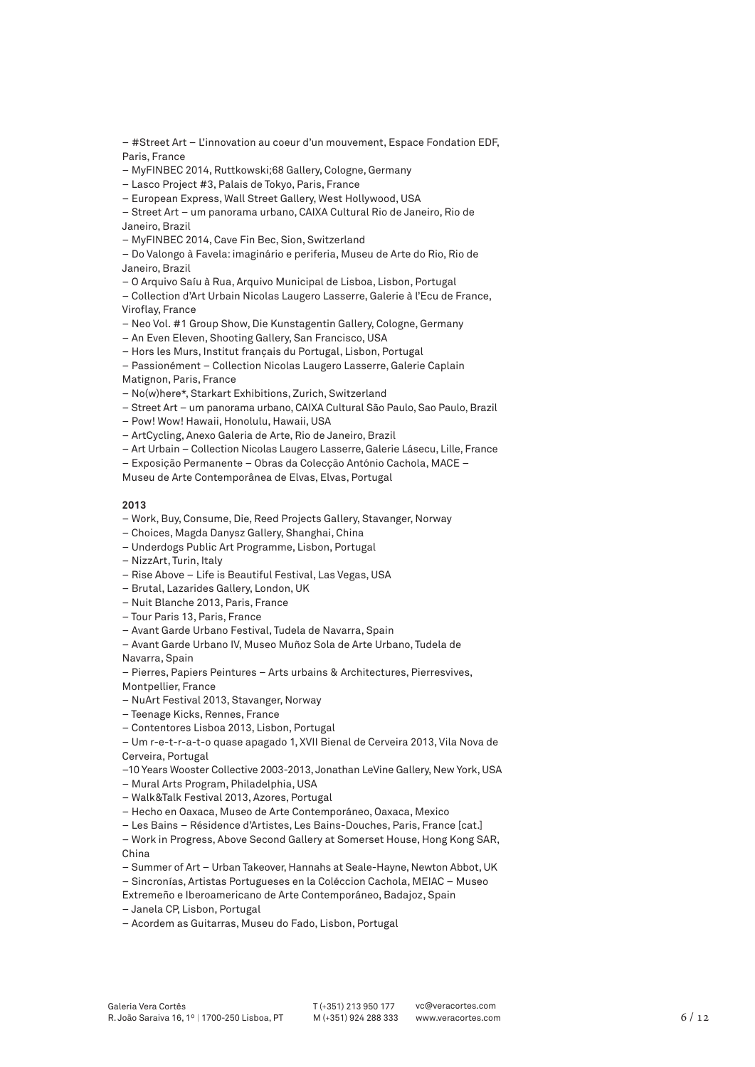– #Street Art – L'innovation au coeur d'un mouvement, Espace Fondation EDF, Paris, France
– MyFINBEC 2014, Ruttkowski;68 Gallery, Cologne, Germany
– Lasco Project #3, Palais de Tokyo, Paris, France
– European Express, Wall Street Gallery, West Hollywood, USA
– Street Art – um panorama urbano, CAIXA Cultural Rio de Janeiro, Rio de Janeiro, Brazil
– MyFINBEC 2014, Cave Fin Bec, Sion, Switzerland
– Do Valongo à Favela: imaginário e periferia, Museu de Arte do Rio, Rio de Janeiro, Brazil
– O Arquivo Saíu à Rua, Arquivo Municipal de Lisboa, Lisbon, Portugal
– Collection d'Art Urbain Nicolas Laugero Lasserre, Galerie à l'Ecu de France, Viroflay, France
– Neo Vol. #1 Group Show, Die Kunstagentin Gallery, Cologne, Germany
– An Even Eleven, Shooting Gallery, San Francisco, USA
– Hors les Murs, Institut français du Portugal, Lisbon, Portugal
– Passionément – Collection Nicolas Laugero Lasserre, Galerie Caplain Matignon, Paris, France
– No(w)here*, Starkart Exhibitions, Zurich, Switzerland
– Street Art – um panorama urbano, CAIXA Cultural São Paulo, Sao Paulo, Brazil
– Pow! Wow! Hawaii, Honolulu, Hawaii, USA
– ArtCycling, Anexo Galeria de Arte, Rio de Janeiro, Brazil
– Art Urbain – Collection Nicolas Laugero Lasserre, Galerie Lásecu, Lille, France
– Exposição Permanente – Obras da Colecção António Cachola, MACE – Museu de Arte Contemporânea de Elvas, Elvas, Portugal

**2013**

– Work, Buy, Consume, Die, Reed Projects Gallery, Stavanger, Norway
– Choices, Magda Danysz Gallery, Shanghai, China
– Underdogs Public Art Programme, Lisbon, Portugal
– NizzArt, Turin, Italy
– Rise Above – Life is Beautiful Festival, Las Vegas, USA
– Brutal, Lazarides Gallery, London, UK
– Nuit Blanche 2013, Paris, France
– Tour Paris 13, Paris, France
– Avant Garde Urbano Festival, Tudela de Navarra, Spain
– Avant Garde Urbano IV, Museo Muñoz Sola de Arte Urbano, Tudela de Navarra, Spain
– Pierres, Papiers Peintures – Arts urbains & Architectures, Pierresvives, Montpellier, France
– NuArt Festival 2013, Stavanger, Norway
– Teenage Kicks, Rennes, France
– Contentores Lisboa 2013, Lisbon, Portugal
– Um r-e-t-r-a-t-o quase apagado 1, XVII Bienal de Cerveira 2013, Vila Nova de Cerveira, Portugal
–10 Years Wooster Collective 2003-2013, Jonathan LeVine Gallery, New York, USA
– Mural Arts Program, Philadelphia, USA
– Walk&Talk Festival 2013, Azores, Portugal
– Hecho en Oaxaca, Museo de Arte Contemporáneo, Oaxaca, Mexico
– Les Bains – Résidence d'Artistes, Les Bains-Douches, Paris, France [cat.]
– Work in Progress, Above Second Gallery at Somerset House, Hong Kong SAR, China
– Summer of Art – Urban Takeover, Hannahs at Seale-Hayne, Newton Abbot, UK
– Sincronías, Artistas Portugueses en la Coléccion Cachola, MEIAC – Museo Extremeño e Iberoamericano de Arte Contemporáneo, Badajoz, Spain
– Janela CP, Lisbon, Portugal
– Acordem as Guitarras, Museu do Fado, Lisbon, Portugal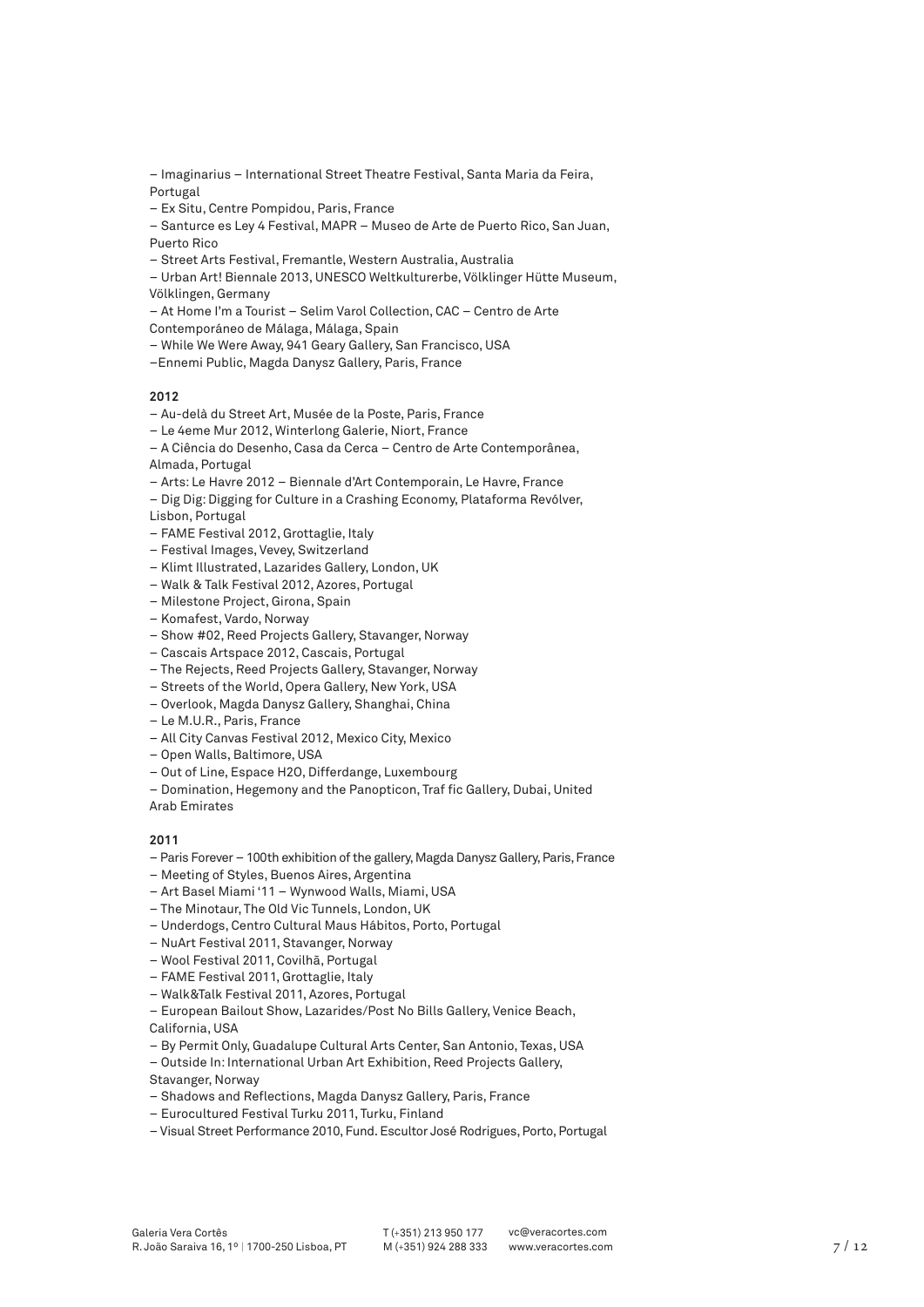– Imaginarius – International Street Theatre Festival, Santa Maria da Feira, Portugal
– Ex Situ, Centre Pompidou, Paris, France
– Santurce es Ley 4 Festival, MAPR – Museo de Arte de Puerto Rico, San Juan, Puerto Rico
– Street Arts Festival, Fremantle, Western Australia, Australia
– Urban Art! Biennale 2013, UNESCO Weltkulturerbe, Völklinger Hütte Museum, Völklingen, Germany
– At Home I'm a Tourist – Selim Varol Collection, CAC – Centro de Arte Contemporáneo de Málaga, Málaga, Spain
– While We Were Away, 941 Geary Gallery, San Francisco, USA
–Ennemi Public, Magda Danysz Gallery, Paris, France

**2012**

– Au-delà du Street Art, Musée de la Poste, Paris, France
– Le 4eme Mur 2012, Winterlong Galerie, Niort, France
– A Ciência do Desenho, Casa da Cerca – Centro de Arte Contemporânea, Almada, Portugal
– Arts: Le Havre 2012 – Biennale d'Art Contemporain, Le Havre, France
– Dig Dig: Digging for Culture in a Crashing Economy, Plataforma Revólver, Lisbon, Portugal
– FAME Festival 2012, Grottaglie, Italy
– Festival Images, Vevey, Switzerland
– Klimt Illustrated, Lazarides Gallery, London, UK
– Walk & Talk Festival 2012, Azores, Portugal
– Milestone Project, Girona, Spain
– Komafest, Vardo, Norway
– Show #02, Reed Projects Gallery, Stavanger, Norway
– Cascais Artspace 2012, Cascais, Portugal
– The Rejects, Reed Projects Gallery, Stavanger, Norway
– Streets of the World, Opera Gallery, New York, USA
– Overlook, Magda Danysz Gallery, Shanghai, China
– Le M.U.R., Paris, France
– All City Canvas Festival 2012, Mexico City, Mexico
– Open Walls, Baltimore, USA
– Out of Line, Espace H2O, Differdange, Luxembourg
– Domination, Hegemony and the Panopticon, Traf fic Gallery, Dubai, United Arab Emirates

**2011**

– Paris Forever – 100th exhibition of the gallery, Magda Danysz Gallery, Paris, France
– Meeting of Styles, Buenos Aires, Argentina
– Art Basel Miami '11 – Wynwood Walls, Miami, USA
– The Minotaur, The Old Vic Tunnels, London, UK
– Underdogs, Centro Cultural Maus Hábitos, Porto, Portugal
– NuArt Festival 2011, Stavanger, Norway
– Wool Festival 2011, Covilhã, Portugal
– FAME Festival 2011, Grottaglie, Italy
– Walk&Talk Festival 2011, Azores, Portugal
– European Bailout Show, Lazarides/Post No Bills Gallery, Venice Beach, California, USA
– By Permit Only, Guadalupe Cultural Arts Center, San Antonio, Texas, USA
– Outside In: International Urban Art Exhibition, Reed Projects Gallery, Stavanger, Norway
– Shadows and Reflections, Magda Danysz Gallery, Paris, France
– Eurocultured Festival Turku 2011, Turku, Finland
– Visual Street Performance 2010, Fund. Escultor José Rodrigues, Porto, Portugal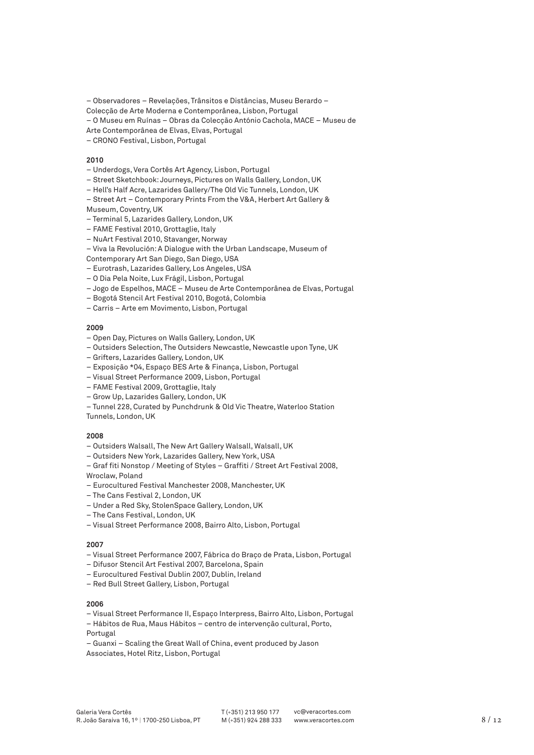– Observadores – Revelações, Trânsitos e Distâncias, Museu Berardo – Colecção de Arte Moderna e Contemporânea, Lisbon, Portugal
– O Museu em Ruínas – Obras da Colecção António Cachola, MACE – Museu de Arte Contemporânea de Elvas, Elvas, Portugal
– CRONO Festival, Lisbon, Portugal

**2010**

– Underdogs, Vera Cortês Art Agency, Lisbon, Portugal
– Street Sketchbook: Journeys, Pictures on Walls Gallery, London, UK
– Hell's Half Acre, Lazarides Gallery/The Old Vic Tunnels, London, UK
– Street Art – Contemporary Prints From the V&A, Herbert Art Gallery & Museum, Coventry, UK
– Terminal 5, Lazarides Gallery, London, UK
– FAME Festival 2010, Grottaglie, Italy
– NuArt Festival 2010, Stavanger, Norway
– Viva la Revolución: A Dialogue with the Urban Landscape, Museum of Contemporary Art San Diego, San Diego, USA
– Eurotrash, Lazarides Gallery, Los Angeles, USA
– O Dia Pela Noite, Lux Frágil, Lisbon, Portugal
– Jogo de Espelhos, MACE – Museu de Arte Contemporânea de Elvas, Portugal
– Bogotá Stencil Art Festival 2010, Bogotá, Colombia
– Carris – Arte em Movimento, Lisbon, Portugal

**2009**

– Open Day, Pictures on Walls Gallery, London, UK
– Outsiders Selection, The Outsiders Newcastle, Newcastle upon Tyne, UK
– Grifters, Lazarides Gallery, London, UK
– Exposição *04, Espaço BES Arte & Finança, Lisbon, Portugal
– Visual Street Performance 2009, Lisbon, Portugal
– FAME Festival 2009, Grottaglie, Italy
– Grow Up, Lazarides Gallery, London, UK
– Tunnel 228, Curated by Punchdrunk & Old Vic Theatre, Waterloo Station Tunnels, London, UK

**2008**

– Outsiders Walsall, The New Art Gallery Walsall, Walsall, UK
– Outsiders New York, Lazarides Gallery, New York, USA
– Graf fiti Nonstop / Meeting of Styles – Graffiti / Street Art Festival 2008, Wroclaw, Poland
– Eurocultured Festival Manchester 2008, Manchester, UK
– The Cans Festival 2, London, UK
– Under a Red Sky, StolenSpace Gallery, London, UK
– The Cans Festival, London, UK
– Visual Street Performance 2008, Bairro Alto, Lisbon, Portugal

**2007**

– Visual Street Performance 2007, Fábrica do Braço de Prata, Lisbon, Portugal
– Difusor Stencil Art Festival 2007, Barcelona, Spain
– Eurocultured Festival Dublin 2007, Dublin, Ireland
– Red Bull Street Gallery, Lisbon, Portugal

**2006**

– Visual Street Performance II, Espaço Interpress, Bairro Alto, Lisbon, Portugal
– Hábitos de Rua, Maus Hábitos – centro de intervenção cultural, Porto, Portugal
– Guanxi – Scaling the Great Wall of China, event produced by Jason Associates, Hotel Ritz, Lisbon, Portugal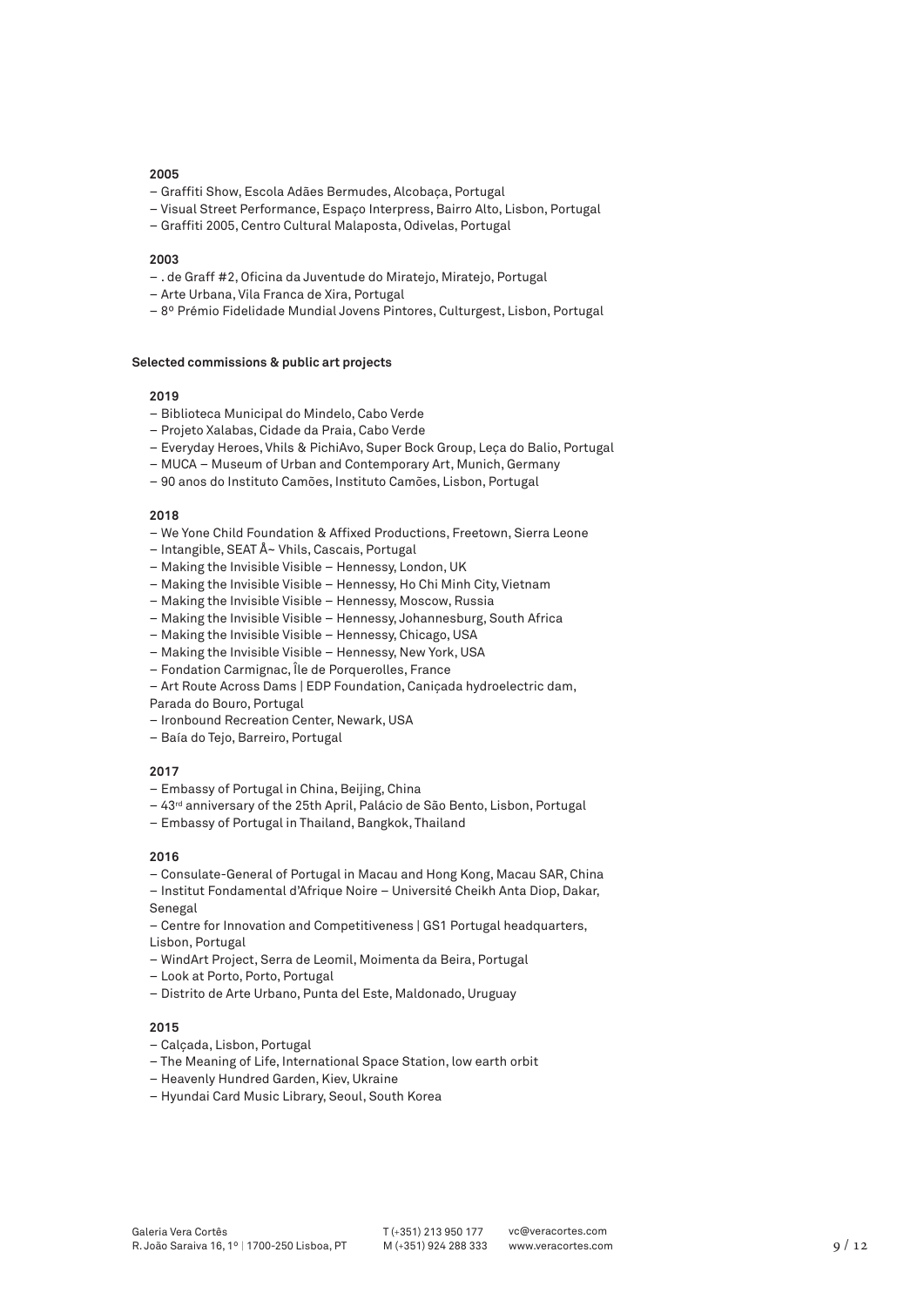**2005**

– Graffiti Show, Escola Adães Bermudes, Alcobaça, Portugal
– Visual Street Performance, Espaço Interpress, Bairro Alto, Lisbon, Portugal
– Graffiti 2005, Centro Cultural Malaposta, Odivelas, Portugal

**2003**

– . de Graff #2, Oficina da Juventude do Miratejo, Miratejo, Portugal
– Arte Urbana, Vila Franca de Xira, Portugal
– 8º Prémio Fidelidade Mundial Jovens Pintores, Culturgest, Lisbon, Portugal

**Selected commissions & public art projects**

**2019**

– Biblioteca Municipal do Mindelo, Cabo Verde
– Projeto Xalabas, Cidade da Praia, Cabo Verde
– Everyday Heroes, Vhils & PichiAvo, Super Bock Group, Leça do Balio, Portugal
– MUCA – Museum of Urban and Contemporary Art, Munich, Germany
– 90 anos do Instituto Camões, Instituto Camões, Lisbon, Portugal

**2018**

– We Yone Child Foundation & Affixed Productions, Freetown, Sierra Leone
– Intangible, SEAT Å~ Vhils, Cascais, Portugal
– Making the Invisible Visible – Hennessy, London, UK
– Making the Invisible Visible – Hennessy, Ho Chi Minh City, Vietnam
– Making the Invisible Visible – Hennessy, Moscow, Russia
– Making the Invisible Visible – Hennessy, Johannesburg, South Africa
– Making the Invisible Visible – Hennessy, Chicago, USA
– Making the Invisible Visible – Hennessy, New York, USA
– Fondation Carmignac, Île de Porquerolles, France
– Art Route Across Dams | EDP Foundation, Caniçada hydroelectric dam, Parada do Bouro, Portugal
– Ironbound Recreation Center, Newark, USA
– Baía do Tejo, Barreiro, Portugal

**2017**

– Embassy of Portugal in China, Beijing, China
– 43rd anniversary of the 25th April, Palácio de São Bento, Lisbon, Portugal
– Embassy of Portugal in Thailand, Bangkok, Thailand

**2016**

– Consulate-General of Portugal in Macau and Hong Kong, Macau SAR, China
– Institut Fondamental d'Afrique Noire – Université Cheikh Anta Diop, Dakar, Senegal
– Centre for Innovation and Competitiveness | GS1 Portugal headquarters, Lisbon, Portugal
– WindArt Project, Serra de Leomil, Moimenta da Beira, Portugal
– Look at Porto, Porto, Portugal
– Distrito de Arte Urbano, Punta del Este, Maldonado, Uruguay

**2015**

– Calçada, Lisbon, Portugal
– The Meaning of Life, International Space Station, low earth orbit
– Heavenly Hundred Garden, Kiev, Ukraine
– Hyundai Card Music Library, Seoul, South Korea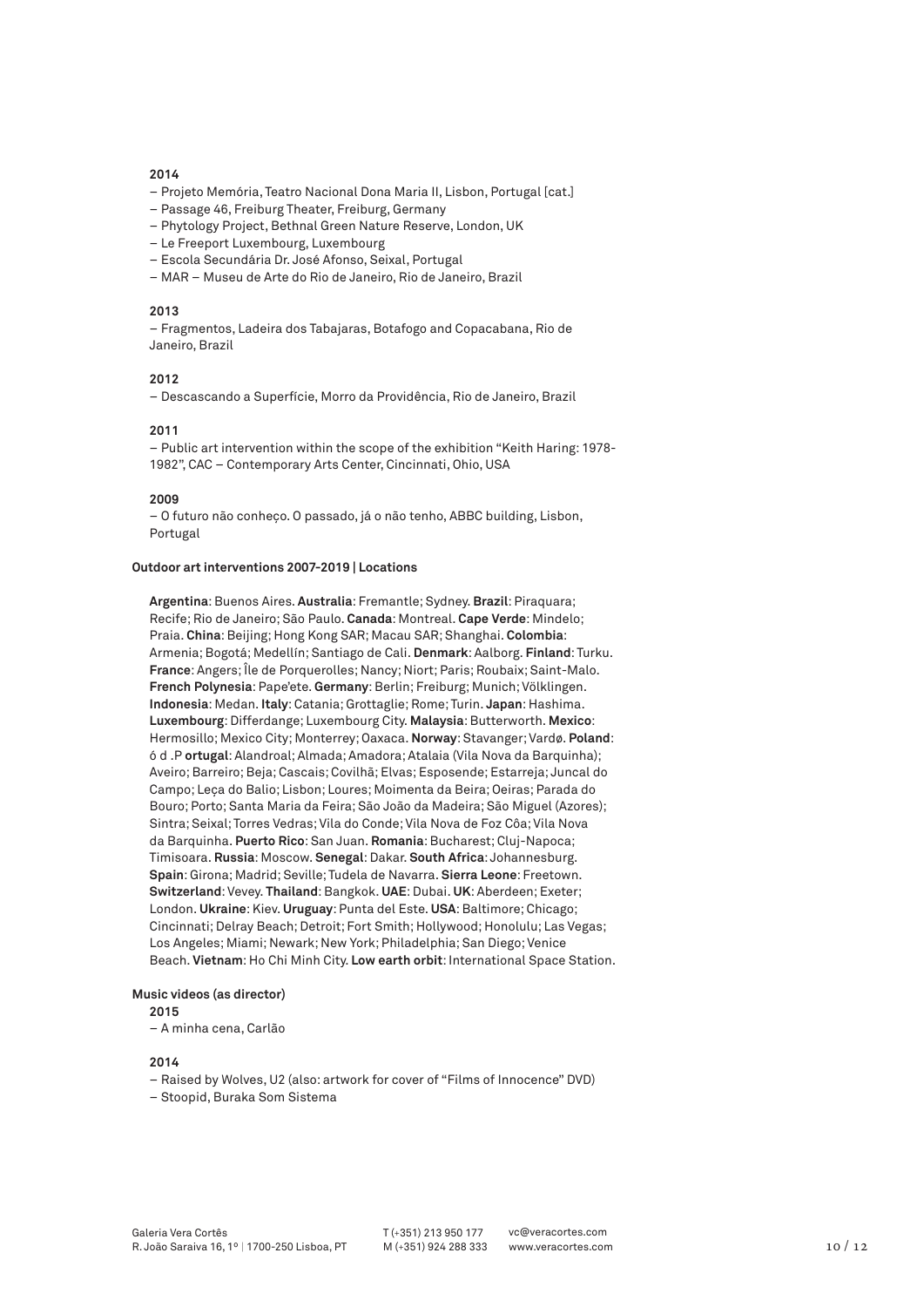**2014**

– Projeto Memória, Teatro Nacional Dona Maria II, Lisbon, Portugal [cat.]
– Passage 46, Freiburg Theater, Freiburg, Germany
– Phytology Project, Bethnal Green Nature Reserve, London, UK
– Le Freeport Luxembourg, Luxembourg
– Escola Secundária Dr. José Afonso, Seixal, Portugal
– MAR – Museu de Arte do Rio de Janeiro, Rio de Janeiro, Brazil

**2013**

– Fragmentos, Ladeira dos Tabajaras, Botafogo and Copacabana, Rio de Janeiro, Brazil

**2012**

– Descascando a Superfície, Morro da Providência, Rio de Janeiro, Brazil

**2011**

– Public art intervention within the scope of the exhibition "Keith Haring: 1978-1982", CAC – Contemporary Arts Center, Cincinnati, Ohio, USA

**2009**

– O futuro não conheço. O passado, já o não tenho, ABBC building, Lisbon, Portugal

**Outdoor art interventions 2007-2019 | Locations**

**Argentina**: Buenos Aires. **Australia**: Fremantle; Sydney. **Brazil**: Piraquara; Recife; Rio de Janeiro; São Paulo. **Canada**: Montreal. **Cape Verde**: Mindelo; Praia. **China**: Beijing; Hong Kong SAR; Macau SAR; Shanghai. **Colombia**: Armenia; Bogotá; Medellín; Santiago de Cali. **Denmark**: Aalborg. **Finland**: Turku. **France**: Angers; Île de Porquerolles; Nancy; Niort; Paris; Roubaix; Saint-Malo. **French Polynesia**: Pape'ete. **Germany**: Berlin; Freiburg; Munich; Völklingen. **Indonesia**: Medan. **Italy**: Catania; Grottaglie; Rome; Turin. **Japan**: Hashima. **Luxembourg**: Differdange; Luxembourg City. **Malaysia**: Butterworth. **Mexico**: Hermosillo; Mexico City; Monterrey; Oaxaca. **Norway**: Stavanger; Vardø. **Poland**: ó d .P **ortugal**: Alandroal; Almada; Amadora; Atalaia (Vila Nova da Barquinha); Aveiro; Barreiro; Beja; Cascais; Covilhã; Elvas; Esposende; Estarreja; Juncal do Campo; Leça do Balio; Lisbon; Loures; Moimenta da Beira; Oeiras; Parada do Bouro; Porto; Santa Maria da Feira; São João da Madeira; São Miguel (Azores); Sintra; Seixal; Torres Vedras; Vila do Conde; Vila Nova de Foz Côa; Vila Nova da Barquinha. **Puerto Rico**: San Juan. **Romania**: Bucharest; Cluj-Napoca; Timisoara. **Russia**: Moscow. **Senegal**: Dakar. **South Africa**: Johannesburg. **Spain**: Girona; Madrid; Seville; Tudela de Navarra. **Sierra Leone**: Freetown. **Switzerland**: Vevey. **Thailand**: Bangkok. **UAE**: Dubai. **UK**: Aberdeen; Exeter; London. **Ukraine**: Kiev. **Uruguay**: Punta del Este. **USA**: Baltimore; Chicago; Cincinnati; Delray Beach; Detroit; Fort Smith; Hollywood; Honolulu; Las Vegas; Los Angeles; Miami; Newark; New York; Philadelphia; San Diego; Venice Beach. **Vietnam**: Ho Chi Minh City. **Low earth orbit**: International Space Station.

**Music videos (as director)**

**2015**

– A minha cena, Carlão

**2014**

– Raised by Wolves, U2 (also: artwork for cover of "Films of Innocence" DVD)
– Stoopid, Buraka Som Sistema

Galeria Vera Cortês
R. João Saraiva 16, 1º | 1700-250 Lisboa, PT

T (+351) 213 950 177
M (+351) 924 288 333

vc@veracortes.com
www.veracortes.com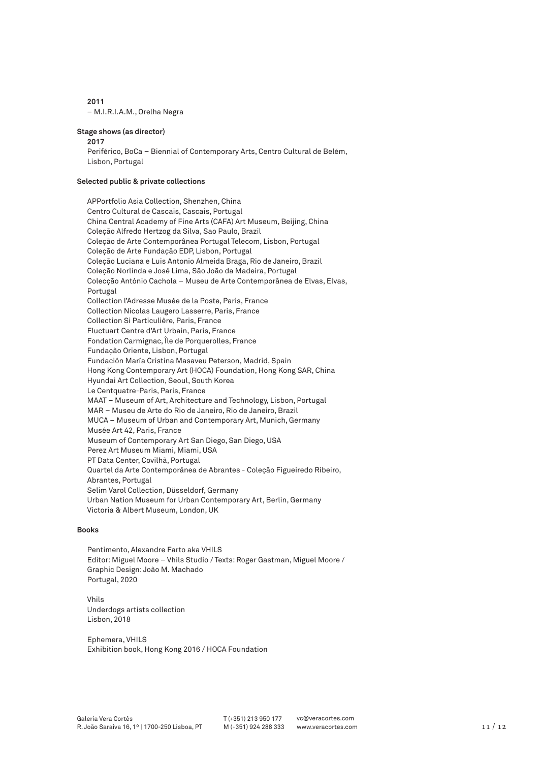**2011**

– M.I.R.I.A.M., Orelha Negra

**Stage shows (as director)**

**2017**

Periférico, BoCa – Biennial of Contemporary Arts, Centro Cultural de Belém, Lisbon, Portugal

**Selected public & private collections**

APPortfolio Asia Collection, Shenzhen, China
Centro Cultural de Cascais, Cascais, Portugal
China Central Academy of Fine Arts (CAFA) Art Museum, Beijing, China
Coleção Alfredo Hertzog da Silva, Sao Paulo, Brazil
Coleção de Arte Contemporânea Portugal Telecom, Lisbon, Portugal
Coleção de Arte Fundação EDP, Lisbon, Portugal
Coleção Luciana e Luis Antonio Almeida Braga, Rio de Janeiro, Brazil
Coleção Norlinda e José Lima, São João da Madeira, Portugal
Colecção António Cachola – Museu de Arte Contemporânea de Elvas, Elvas, Portugal
Collection l'Adresse Musée de la Poste, Paris, France
Collection Nicolas Laugero Lasserre, Paris, France
Collection Si Particulière, Paris, France
Fluctuart Centre d'Art Urbain, Paris, France
Fondation Carmignac, Île de Porquerolles, France
Fundação Oriente, Lisbon, Portugal
Fundación María Cristina Masaveu Peterson, Madrid, Spain
Hong Kong Contemporary Art (HOCA) Foundation, Hong Kong SAR, China
Hyundai Art Collection, Seoul, South Korea
Le Centquatre-Paris, Paris, France
MAAT – Museum of Art, Architecture and Technology, Lisbon, Portugal
MAR – Museu de Arte do Rio de Janeiro, Rio de Janeiro, Brazil
MUCA – Museum of Urban and Contemporary Art, Munich, Germany
Musée Art 42, Paris, France
Museum of Contemporary Art San Diego, San Diego, USA
Perez Art Museum Miami, Miami, USA
PT Data Center, Covilhã, Portugal
Quartel da Arte Contemporânea de Abrantes - Coleção Figueiredo Ribeiro, Abrantes, Portugal
Selim Varol Collection, Düsseldorf, Germany
Urban Nation Museum for Urban Contemporary Art, Berlin, Germany
Victoria & Albert Museum, London, UK

**Books**

Pentimento, Alexandre Farto aka VHILS
Editor: Miguel Moore – Vhils Studio / Texts: Roger Gastman, Miguel Moore / Graphic Design: João M. Machado
Portugal, 2020

Vhils
Underdogs artists collection
Lisbon, 2018

Ephemera, VHILS
Exhibition book, Hong Kong 2016 / HOCA Foundation

Galeria Vera Cortês
R. João Saraiva 16, 1º | 1700-250 Lisboa, PT
T (+351) 213 950 177
M (+351) 924 288 333
vc@veracortes.com
www.veracortes.com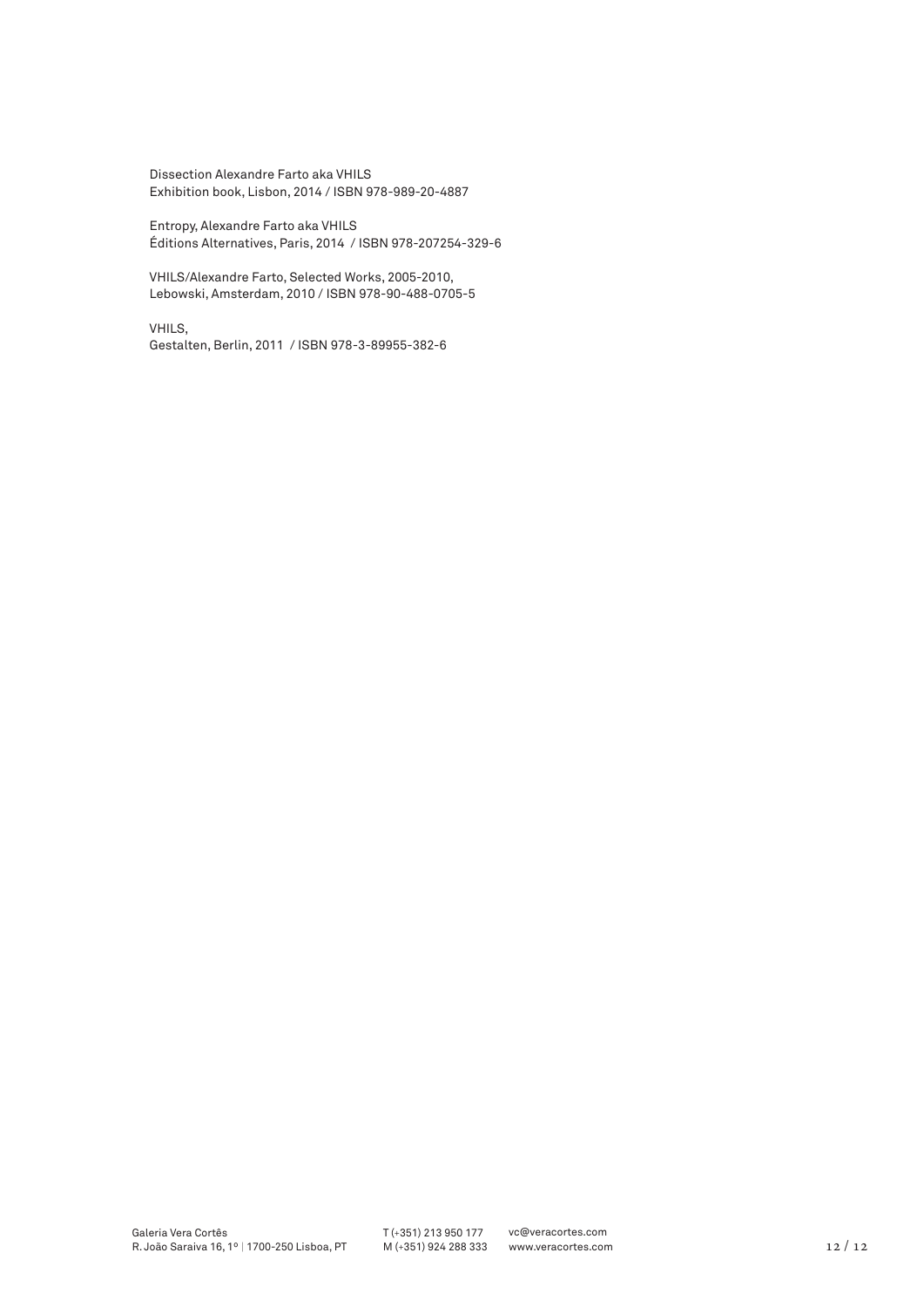Dissection Alexandre Farto aka VHILS
Exhibition book, Lisbon, 2014 / ISBN 978-989-20-4887

Entropy, Alexandre Farto aka VHILS
Éditions Alternatives, Paris, 2014 / ISBN 978-207254-329-6

VHILS/Alexandre Farto, Selected Works, 2005-2010,
Lebowski, Amsterdam, 2010 / ISBN 978-90-488-0705-5

VHILS,
Gestalten, Berlin, 2011 / ISBN 978-3-89955-382-6